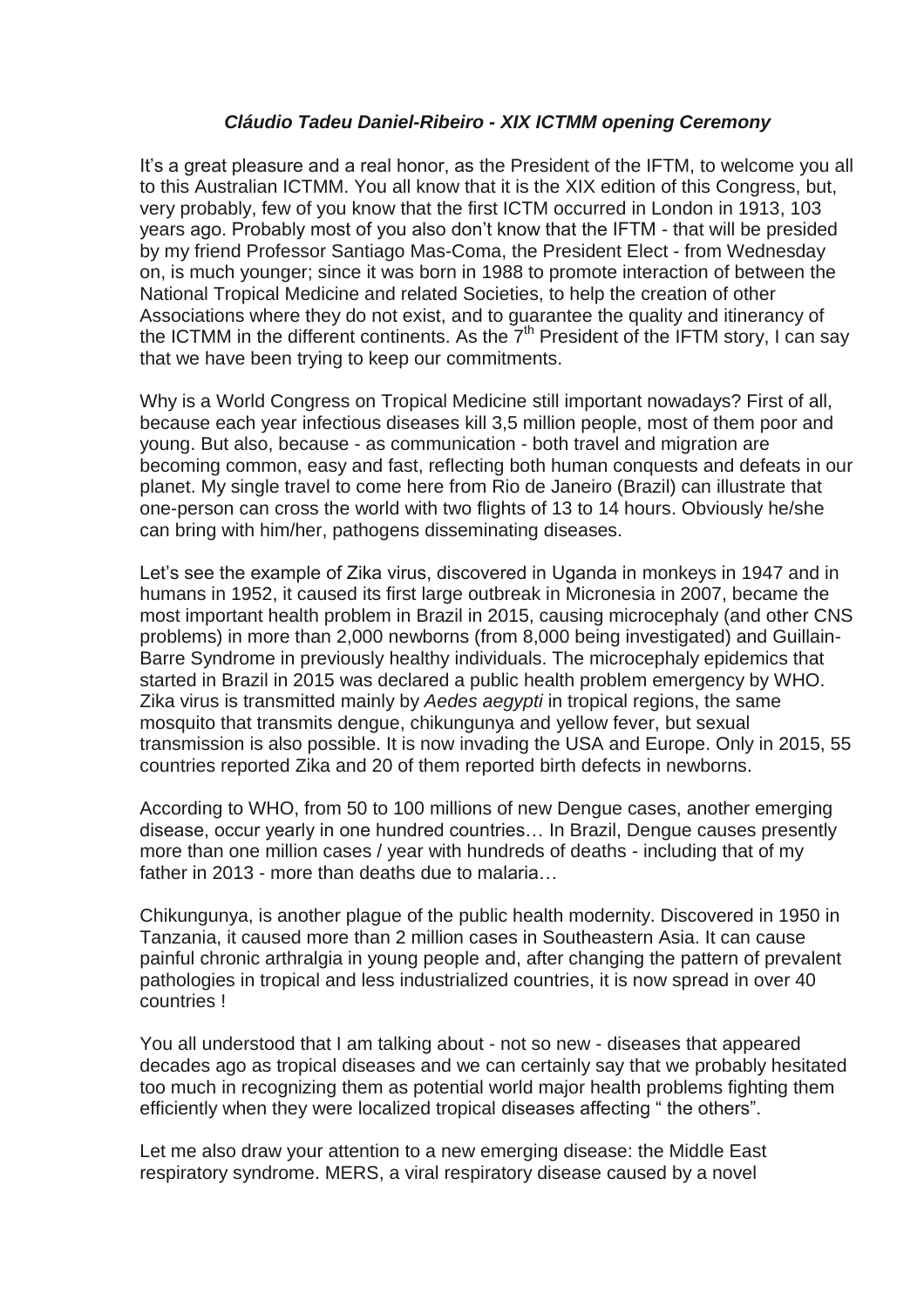***Cláudio Tadeu Daniel-Ribeiro - XIX ICTMM opening Ceremony***

It's a great pleasure and a real honor, as the President of the IFTM, to welcome you all to this Australian ICTMM. You all know that it is the XIX edition of this Congress, but, very probably, few of you know that the first ICTM occurred in London in 1913, 103 years ago. Probably most of you also don't know that the IFTM - that will be presided by my friend Professor Santiago Mas-Coma, the President Elect - from Wednesday on, is much younger; since it was born in 1988 to promote interaction of between the National Tropical Medicine and related Societies, to help the creation of other Associations where they do not exist, and to guarantee the quality and itinerancy of the ICTMM in the different continents. As the 7th President of the IFTM story, I can say that we have been trying to keep our commitments.

Why is a World Congress on Tropical Medicine still important nowadays? First of all, because each year infectious diseases kill 3,5 million people, most of them poor and young. But also, because - as communication - both travel and migration are becoming common, easy and fast, reflecting both human conquests and defeats in our planet. My single travel to come here from Rio de Janeiro (Brazil) can illustrate that one-person can cross the world with two flights of 13 to 14 hours. Obviously he/she can bring with him/her, pathogens disseminating diseases.

Let's see the example of Zika virus, discovered in Uganda in monkeys in 1947 and in humans in 1952, it caused its first large outbreak in Micronesia in 2007, became the most important health problem in Brazil in 2015, causing microcephaly (and other CNS problems) in more than 2,000 newborns (from 8,000 being investigated) and Guillain-Barre Syndrome in previously healthy individuals. The microcephaly epidemics that started in Brazil in 2015 was declared a public health problem emergency by WHO. Zika virus is transmitted mainly by *Aedes aegypti* in tropical regions, the same mosquito that transmits dengue, chikungunya and yellow fever, but sexual transmission is also possible. It is now invading the USA and Europe. Only in 2015, 55 countries reported Zika and 20 of them reported birth defects in newborns.

According to WHO, from 50 to 100 millions of new Dengue cases, another emerging disease, occur yearly in one hundred countries… In Brazil, Dengue causes presently more than one million cases / year with hundreds of deaths - including that of my father in 2013 - more than deaths due to malaria…

Chikungunya, is another plague of the public health modernity. Discovered in 1950 in Tanzania, it caused more than 2 million cases in Southeastern Asia. It can cause painful chronic arthralgia in young people and, after changing the pattern of prevalent pathologies in tropical and less industrialized countries, it is now spread in over 40 countries !

You all understood that I am talking about - not so new - diseases that appeared decades ago as tropical diseases and we can certainly say that we probably hesitated too much in recognizing them as potential world major health problems fighting them efficiently when they were localized tropical diseases affecting " the others".

Let me also draw your attention to a new emerging disease: the Middle East respiratory syndrome. MERS, a viral respiratory disease caused by a novel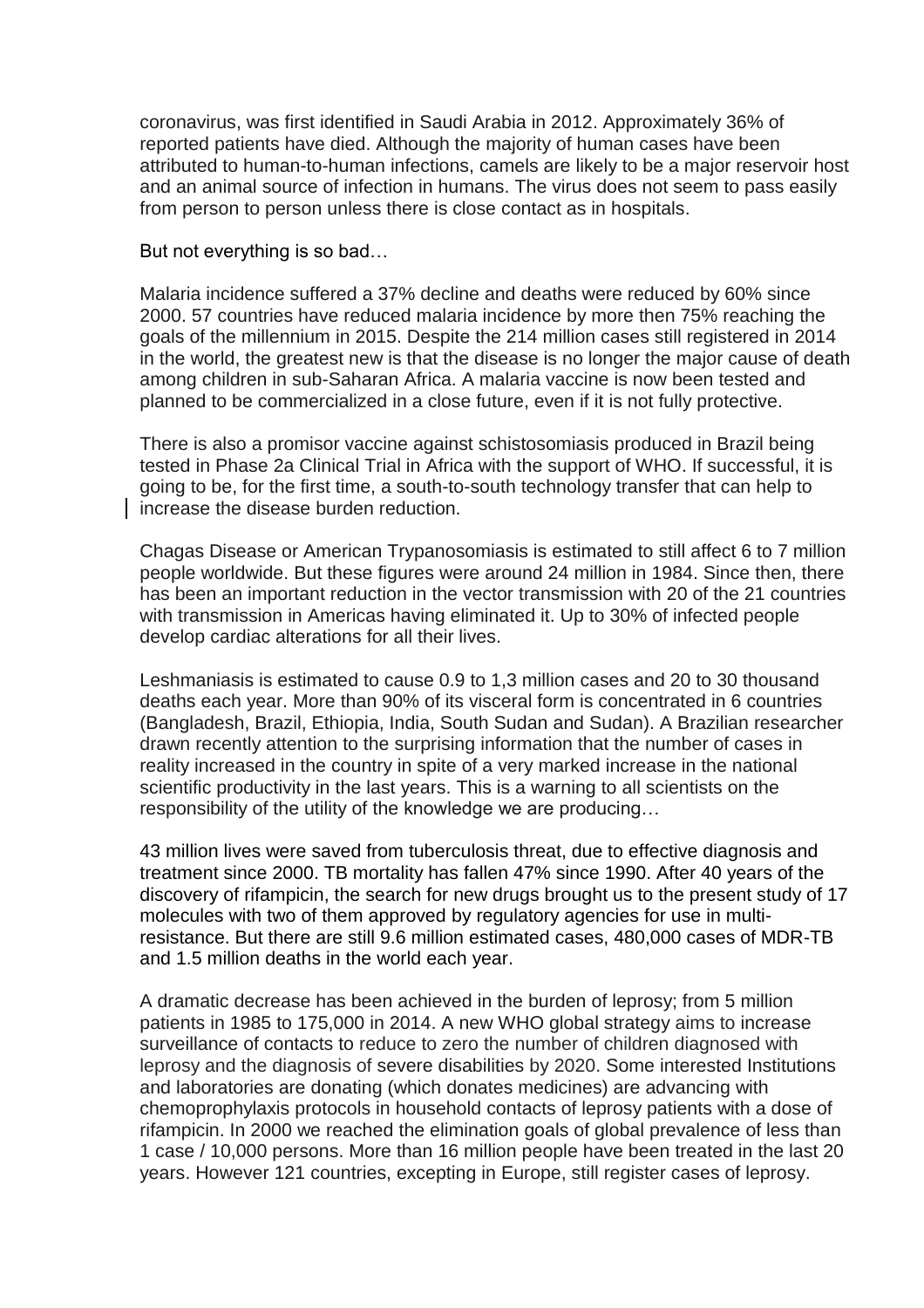coronavirus, was first identified in Saudi Arabia in 2012. Approximately 36% of reported patients have died. Although the majority of human cases have been attributed to human-to-human infections, camels are likely to be a major reservoir host and an animal source of infection in humans. The virus does not seem to pass easily from person to person unless there is close contact as in hospitals.

But not everything is so bad…

Malaria incidence suffered a 37% decline and deaths were reduced by 60% since 2000. 57 countries have reduced malaria incidence by more then 75% reaching the goals of the millennium in 2015. Despite the 214 million cases still registered in 2014 in the world, the greatest new is that the disease is no longer the major cause of death among children in sub-Saharan Africa. A malaria vaccine is now been tested and planned to be commercialized in a close future, even if it is not fully protective.

There is also a promisor vaccine against schistosomiasis produced in Brazil being tested in Phase 2a Clinical Trial in Africa with the support of WHO. If successful, it is going to be, for the first time, a south-to-south technology transfer that can help to increase the disease burden reduction.

Chagas Disease or American Trypanosomiasis is estimated to still affect 6 to 7 million people worldwide. But these figures were around 24 million in 1984. Since then, there has been an important reduction in the vector transmission with 20 of the 21 countries with transmission in Americas having eliminated it. Up to 30% of infected people develop cardiac alterations for all their lives.

Leshmaniasis is estimated to cause 0.9 to 1,3 million cases and 20 to 30 thousand deaths each year. More than 90% of its visceral form is concentrated in 6 countries (Bangladesh, Brazil, Ethiopia, India, South Sudan and Sudan). A Brazilian researcher drawn recently attention to the surprising information that the number of cases in reality increased in the country in spite of a very marked increase in the national scientific productivity in the last years. This is a warning to all scientists on the responsibility of the utility of the knowledge we are producing…

43 million lives were saved from tuberculosis threat, due to effective diagnosis and treatment since 2000. TB mortality has fallen 47% since 1990. After 40 years of the discovery of rifampicin, the search for new drugs brought us to the present study of 17 molecules with two of them approved by regulatory agencies for use in multi-resistance. But there are still 9.6 million estimated cases, 480,000 cases of MDR-TB and 1.5 million deaths in the world each year.

A dramatic decrease has been achieved in the burden of leprosy; from 5 million patients in 1985 to 175,000 in 2014. A new WHO global strategy aims to increase surveillance of contacts to reduce to zero the number of children diagnosed with leprosy and the diagnosis of severe disabilities by 2020. Some interested Institutions and laboratories are donating (which donates medicines) are advancing with chemoprophylaxis protocols in household contacts of leprosy patients with a dose of rifampicin. In 2000 we reached the elimination goals of global prevalence of less than 1 case / 10,000 persons. More than 16 million people have been treated in the last 20 years. However 121 countries, excepting in Europe, still register cases of leprosy.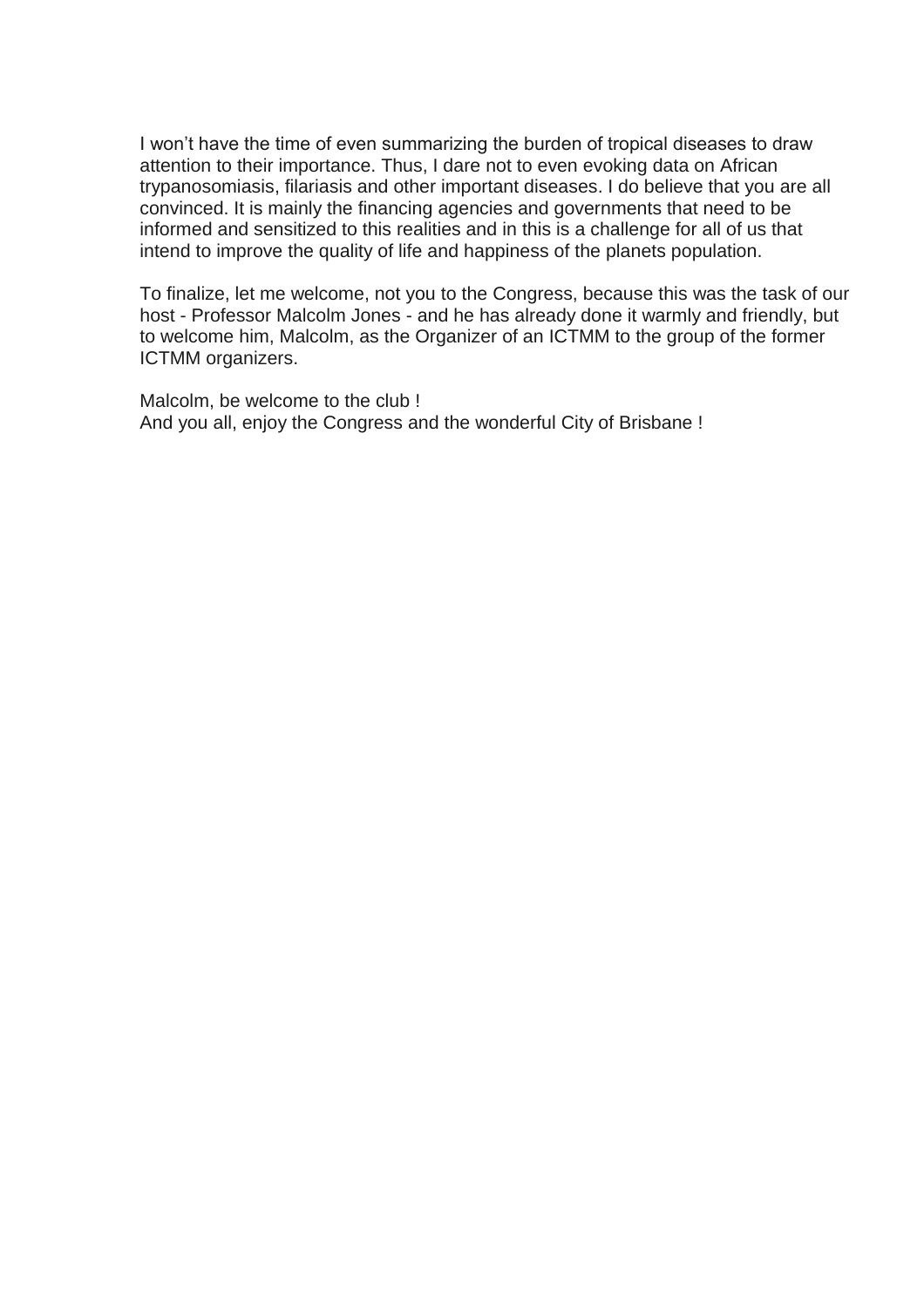I won't have the time of even summarizing the burden of tropical diseases to draw attention to their importance. Thus, I dare not to even evoking data on African trypanosomiasis, filariasis and other important diseases. I do believe that you are all convinced. It is mainly the financing agencies and governments that need to be informed and sensitized to this realities and in this is a challenge for all of us that intend to improve the quality of life and happiness of the planets population.

To finalize, let me welcome, not you to the Congress, because this was the task of our host - Professor Malcolm Jones - and he has already done it warmly and friendly, but to welcome him, Malcolm, as the Organizer of an ICTMM to the group of the former ICTMM organizers.

Malcolm, be welcome to the club !
And you all, enjoy the Congress and the wonderful City of Brisbane !